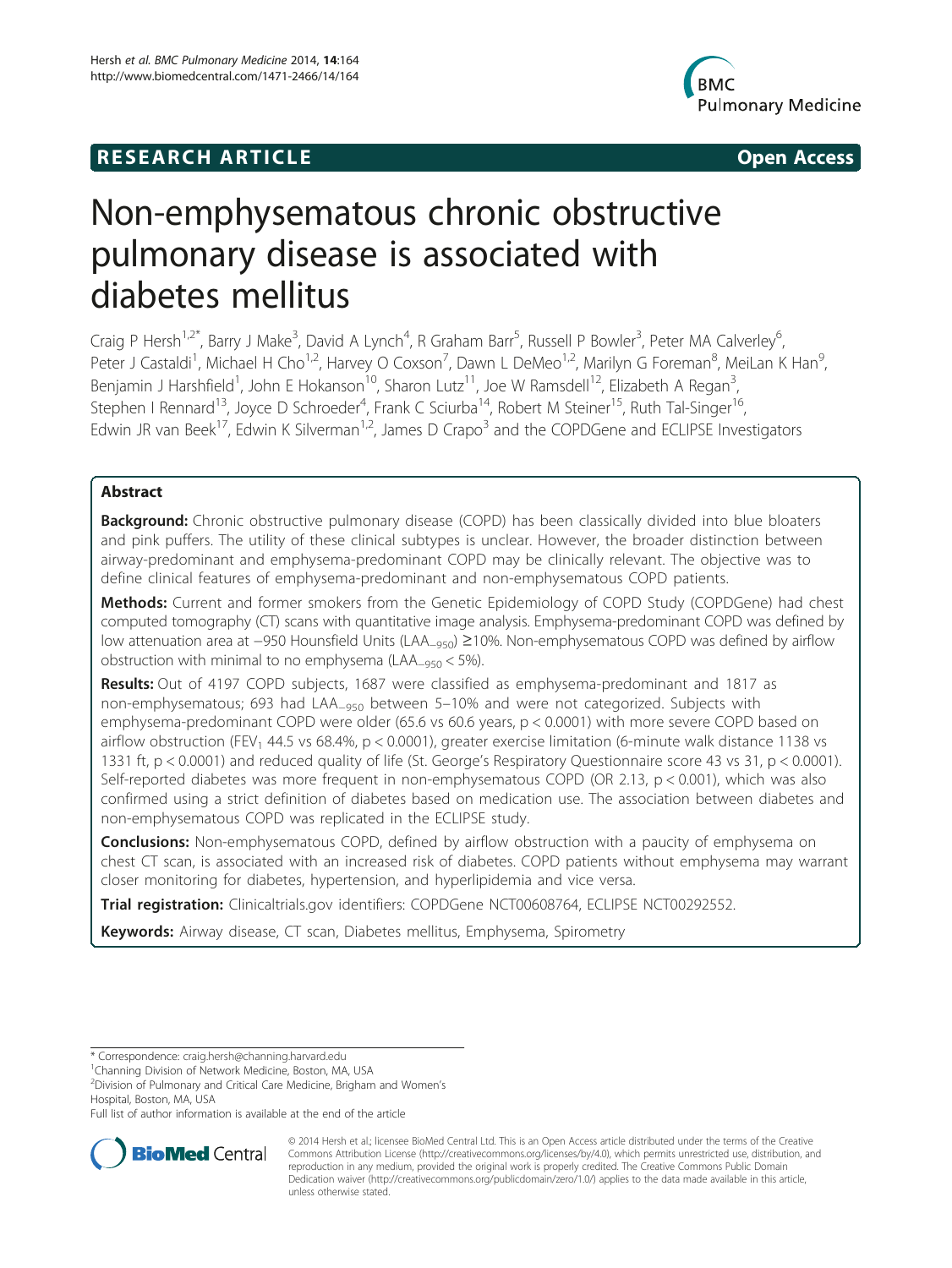RESEARCH ARTICLE

Open Access

# Non-emphysematous chronic obstructive pulmonary disease is associated with diabetes mellitus

Craig P Hersh[1,2*], Barry J Make[3], David A Lynch[4], R Graham Barr[5], Russell P Bowler[3], Peter MA Calverley[6], Peter J Castaldi[1], Michael H Cho[1,2], Harvey O Coxson[7], Dawn L DeMeo[1,2], Marilyn G Foreman[8], MeiLan K Han[9], Benjamin J Harshfield[1], John E Hokanson[10], Sharon Lutz[11], Joe W Ramsdell[12], Elizabeth A Regan[3], Stephen I Rennard[13], Joyce D Schroeder[4], Frank C Sciurba[14], Robert M Steiner[15], Ruth Tal-Singer[16], Edwin JR van Beek[17], Edwin K Silverman[1,2], James D Crapo[3] and the COPDGene and ECLIPSE Investigators

## Abstract

**Background:** Chronic obstructive pulmonary disease (COPD) has been classically divided into blue bloaters and pink puffers. The utility of these clinical subtypes is unclear. However, the broader distinction between airway-predominant and emphysema-predominant COPD may be clinically relevant. The objective was to define clinical features of emphysema-predominant and non-emphysematous COPD patients.

**Methods:** Current and former smokers from the Genetic Epidemiology of COPD Study (COPDGene) had chest computed tomography (CT) scans with quantitative image analysis. Emphysema-predominant COPD was defined by low attenuation area at −950 Hounsfield Units ($LAA_{-950}$) ≥10%. Non-emphysematous COPD was defined by airflow obstruction with minimal to no emphysema ($LAA_{-950}$ < 5%).

**Results:** Out of 4197 COPD subjects, 1687 were classified as emphysema-predominant and 1817 as non-emphysematous; 693 had $LAA_{-950}$ between 5–10% and were not categorized. Subjects with emphysema-predominant COPD were older (65.6 vs 60.6 years, $p < 0.0001$) with more severe COPD based on airflow obstruction ($FEV_1$ 44.5 vs 68.4%, $p < 0.0001$), greater exercise limitation (6-minute walk distance 1138 vs 1331 ft, $p < 0.0001$) and reduced quality of life (St. George's Respiratory Questionnaire score 43 vs 31, $p < 0.0001$). Self-reported diabetes was more frequent in non-emphysematous COPD (OR 2.13, $p < 0.001$), which was also confirmed using a strict definition of diabetes based on medication use. The association between diabetes and non-emphysematous COPD was replicated in the ECLIPSE study.

**Conclusions:** Non-emphysematous COPD, defined by airflow obstruction with a paucity of emphysema on chest CT scan, is associated with an increased risk of diabetes. COPD patients without emphysema may warrant closer monitoring for diabetes, hypertension, and hyperlipidemia and vice versa.

**Trial registration:** Clinicaltrials.gov identifiers: COPDGene NCT00608764, ECLIPSE NCT00292552.

**Keywords:** Airway disease, CT scan, Diabetes mellitus, Emphysema, Spirometry

\* Correspondence: craig.hersh@channing.harvard.edu
[1]Channing Division of Network Medicine, Boston, MA, USA
[2]Division of Pulmonary and Critical Care Medicine, Brigham and Women's Hospital, Boston, MA, USA
Full list of author information is available at the end of the article

© 2014 Hersh et al.; licensee BioMed Central Ltd. This is an Open Access article distributed under the terms of the Creative Commons Attribution License (http://creativecommons.org/licenses/by/4.0), which permits unrestricted use, distribution, and reproduction in any medium, provided the original work is properly credited. The Creative Commons Public Domain Dedication waiver (http://creativecommons.org/publicdomain/zero/1.0/) applies to the data made available in this article, unless otherwise stated.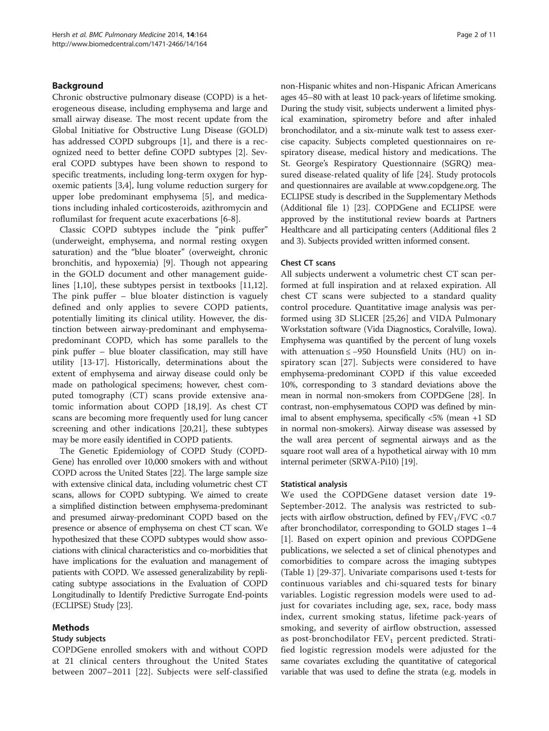## Background

Chronic obstructive pulmonary disease (COPD) is a heterogeneous disease, including emphysema and large and small airway disease. The most recent update from the Global Initiative for Obstructive Lung Disease (GOLD) has addressed COPD subgroups [1], and there is a recognized need to better define COPD subtypes [2]. Several COPD subtypes have been shown to respond to specific treatments, including long-term oxygen for hypoxemic patients [3,4], lung volume reduction surgery for upper lobe predominant emphysema [5], and medications including inhaled corticosteroids, azithromycin and roflumilast for frequent acute exacerbations [6-8].

Classic COPD subtypes include the "pink puffer" (underweight, emphysema, and normal resting oxygen saturation) and the "blue bloater" (overweight, chronic bronchitis, and hypoxemia) [9]. Though not appearing in the GOLD document and other management guidelines [1,10], these subtypes persist in textbooks [11,12]. The pink puffer – blue bloater distinction is vaguely defined and only applies to severe COPD patients, potentially limiting its clinical utility. However, the distinction between airway-predominant and emphysema-predominant COPD, which has some parallels to the pink puffer – blue bloater classification, may still have utility [13-17]. Historically, determinations about the extent of emphysema and airway disease could only be made on pathological specimens; however, chest computed tomography (CT) scans provide extensive anatomic information about COPD [18,19]. As chest CT scans are becoming more frequently used for lung cancer screening and other indications [20,21], these subtypes may be more easily identified in COPD patients.

The Genetic Epidemiology of COPD Study (COPDGene) has enrolled over 10,000 smokers with and without COPD across the United States [22]. The large sample size with extensive clinical data, including volumetric chest CT scans, allows for COPD subtyping. We aimed to create a simplified distinction between emphysema-predominant and presumed airway-predominant COPD based on the presence or absence of emphysema on chest CT scan. We hypothesized that these COPD subtypes would show associations with clinical characteristics and co-morbidities that have implications for the evaluation and management of patients with COPD. We assessed generalizability by replicating subtype associations in the Evaluation of COPD Longitudinally to Identify Predictive Surrogate End-points (ECLIPSE) Study [23].

## Methods

### Study subjects

COPDGene enrolled smokers with and without COPD at 21 clinical centers throughout the United States between 2007–2011 [22]. Subjects were self-classified non-Hispanic whites and non-Hispanic African Americans ages 45–80 with at least 10 pack-years of lifetime smoking. During the study visit, subjects underwent a limited physical examination, spirometry before and after inhaled bronchodilator, and a six-minute walk test to assess exercise capacity. Subjects completed questionnaires on respiratory disease, medical history and medications. The St. George's Respiratory Questionnaire (SGRQ) measured disease-related quality of life [24]. Study protocols and questionnaires are available at www.copdgene.org. The ECLIPSE study is described in the Supplementary Methods (Additional file 1) [23]. COPDGene and ECLIPSE were approved by the institutional review boards at Partners Healthcare and all participating centers (Additional files 2 and 3). Subjects provided written informed consent.

### Chest CT scans

All subjects underwent a volumetric chest CT scan performed at full inspiration and at relaxed expiration. All chest CT scans were subjected to a standard quality control procedure. Quantitative image analysis was performed using 3D SLICER [25,26] and VIDA Pulmonary Workstation software (Vida Diagnostics, Coralville, Iowa). Emphysema was quantified by the percent of lung voxels with attenuation ≤ −950 Hounsfield Units (HU) on inspiratory scan [27]. Subjects were considered to have emphysema-predominant COPD if this value exceeded 10%, corresponding to 3 standard deviations above the mean in normal non-smokers from COPDGene [28]. In contrast, non-emphysematous COPD was defined by minimal to absent emphysema, specifically <5% (mean +1 SD in normal non-smokers). Airway disease was assessed by the wall area percent of segmental airways and as the square root wall area of a hypothetical airway with 10 mm internal perimeter (SRWA-Pi10) [19].

### Statistical analysis

We used the COPDGene dataset version date 19-September-2012. The analysis was restricted to subjects with airflow obstruction, defined by $FEV_1/FVC$ <0.7 after bronchodilator, corresponding to GOLD stages 1–4 [1]. Based on expert opinion and previous COPDGene publications, we selected a set of clinical phenotypes and comorbidities to compare across the imaging subtypes (Table 1) [29-37]. Univariate comparisons used t-tests for continuous variables and chi-squared tests for binary variables. Logistic regression models were used to adjust for covariates including age, sex, race, body mass index, current smoking status, lifetime pack-years of smoking, and severity of airflow obstruction, assessed as post-bronchodilator $FEV_1$ percent predicted. Stratified logistic regression models were adjusted for the same covariates excluding the quantitative of categorical variable that was used to define the strata (e.g. models in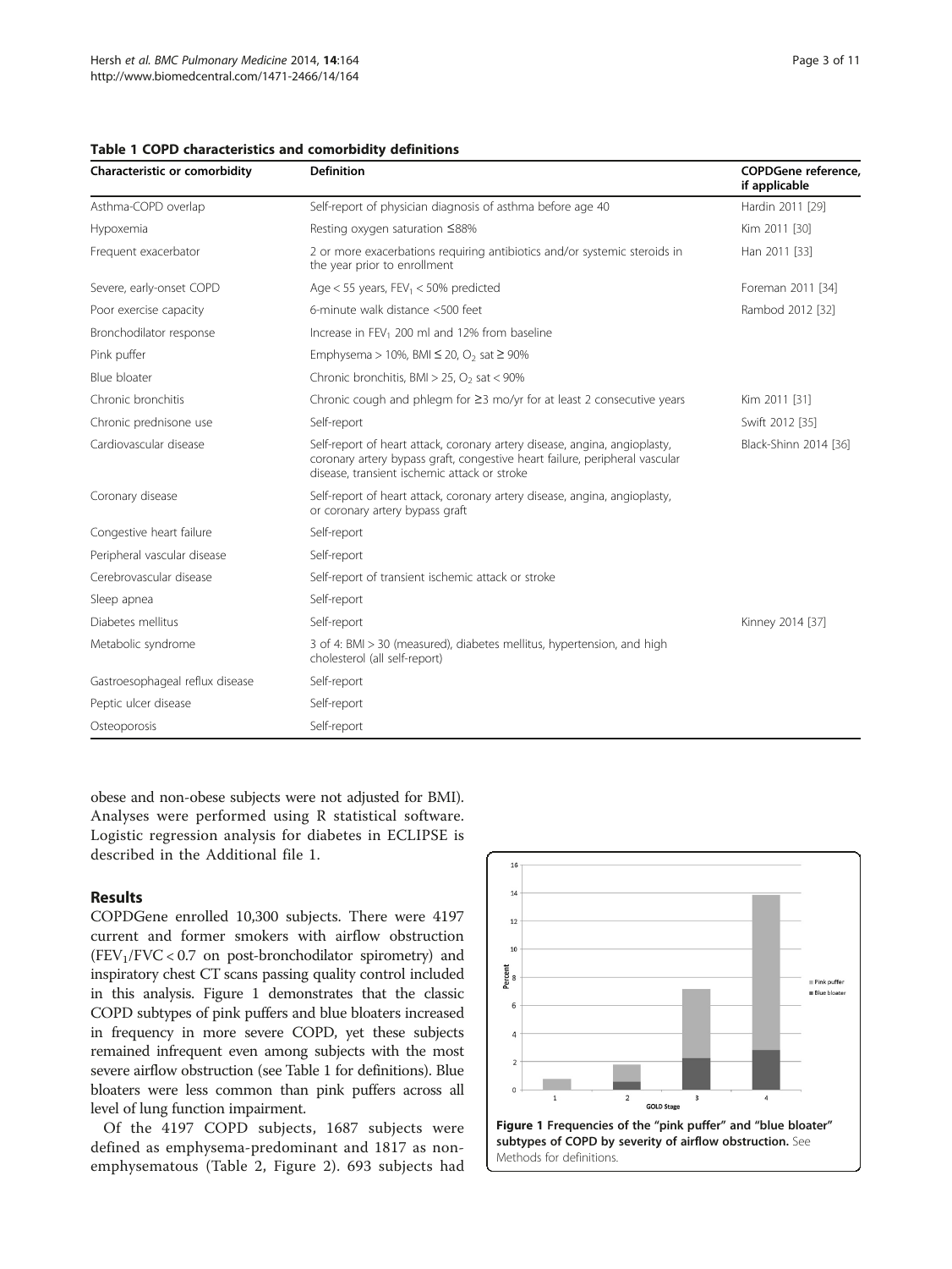**Table 1 COPD characteristics and comorbidity definitions**

| Characteristic or comorbidity | Definition | COPDGene reference, if applicable |
|---|---|---|
| Asthma-COPD overlap | Self-report of physician diagnosis of asthma before age 40 | Hardin 2011 [29] |
| Hypoxemia | Resting oxygen saturation ≤88% | Kim 2011 [30] |
| Frequent exacerbator | 2 or more exacerbations requiring antibiotics and/or systemic steroids in the year prior to enrollment | Han 2011 [33] |
| Severe, early-onset COPD | Age < 55 years, $FEV_1$ < 50% predicted | Foreman 2011 [34] |
| Poor exercise capacity | 6-minute walk distance <500 feet | Rambod 2012 [32] |
| Bronchodilator response | Increase in $FEV_1$ 200 ml and 12% from baseline | |
| Pink puffer | Emphysema > 10%, BMI ≤ 20, $O_2$ sat ≥ 90% | |
| Blue bloater | Chronic bronchitis, BMI > 25, $O_2$ sat < 90% | |
| Chronic bronchitis | Chronic cough and phlegm for ≥3 mo/yr for at least 2 consecutive years | Kim 2011 [31] |
| Chronic prednisone use | Self-report | Swift 2012 [35] |
| Cardiovascular disease | Self-report of heart attack, coronary artery disease, angina, angioplasty, coronary artery bypass graft, congestive heart failure, peripheral vascular disease, transient ischemic attack or stroke | Black-Shinn 2014 [36] |
| Coronary disease | Self-report of heart attack, coronary artery disease, angina, angioplasty, or coronary artery bypass graft | |
| Congestive heart failure | Self-report | |
| Peripheral vascular disease | Self-report | |
| Cerebrovascular disease | Self-report of transient ischemic attack or stroke | |
| Sleep apnea | Self-report | |
| Diabetes mellitus | Self-report | Kinney 2014 [37] |
| Metabolic syndrome | 3 of 4: BMI > 30 (measured), diabetes mellitus, hypertension, and high cholesterol (all self-report) | |
| Gastroesophageal reflux disease | Self-report | |
| Peptic ulcer disease | Self-report | |
| Osteoporosis | Self-report | |

obese and non-obese subjects were not adjusted for BMI). Analyses were performed using R statistical software. Logistic regression analysis for diabetes in ECLIPSE is described in the Additional file 1.

## Results

COPDGene enrolled 10,300 subjects. There were 4197 current and former smokers with airflow obstruction ($FEV_1/FVC < 0.7$ on post-bronchodilator spirometry) and inspiratory chest CT scans passing quality control included in this analysis. Figure 1 demonstrates that the classic COPD subtypes of pink puffers and blue bloaters increased in frequency in more severe COPD, yet these subjects remained infrequent even among subjects with the most severe airflow obstruction (see Table 1 for definitions). Blue bloaters were less common than pink puffers across all level of lung function impairment.

Of the 4197 COPD subjects, 1687 subjects were defined as emphysema-predominant and 1817 as non-emphysematous (Table 2, Figure 2). 693 subjects had

**Figure 1 Frequencies of the "pink puffer" and "blue bloater" subtypes of COPD by severity of airflow obstruction.** See Methods for definitions.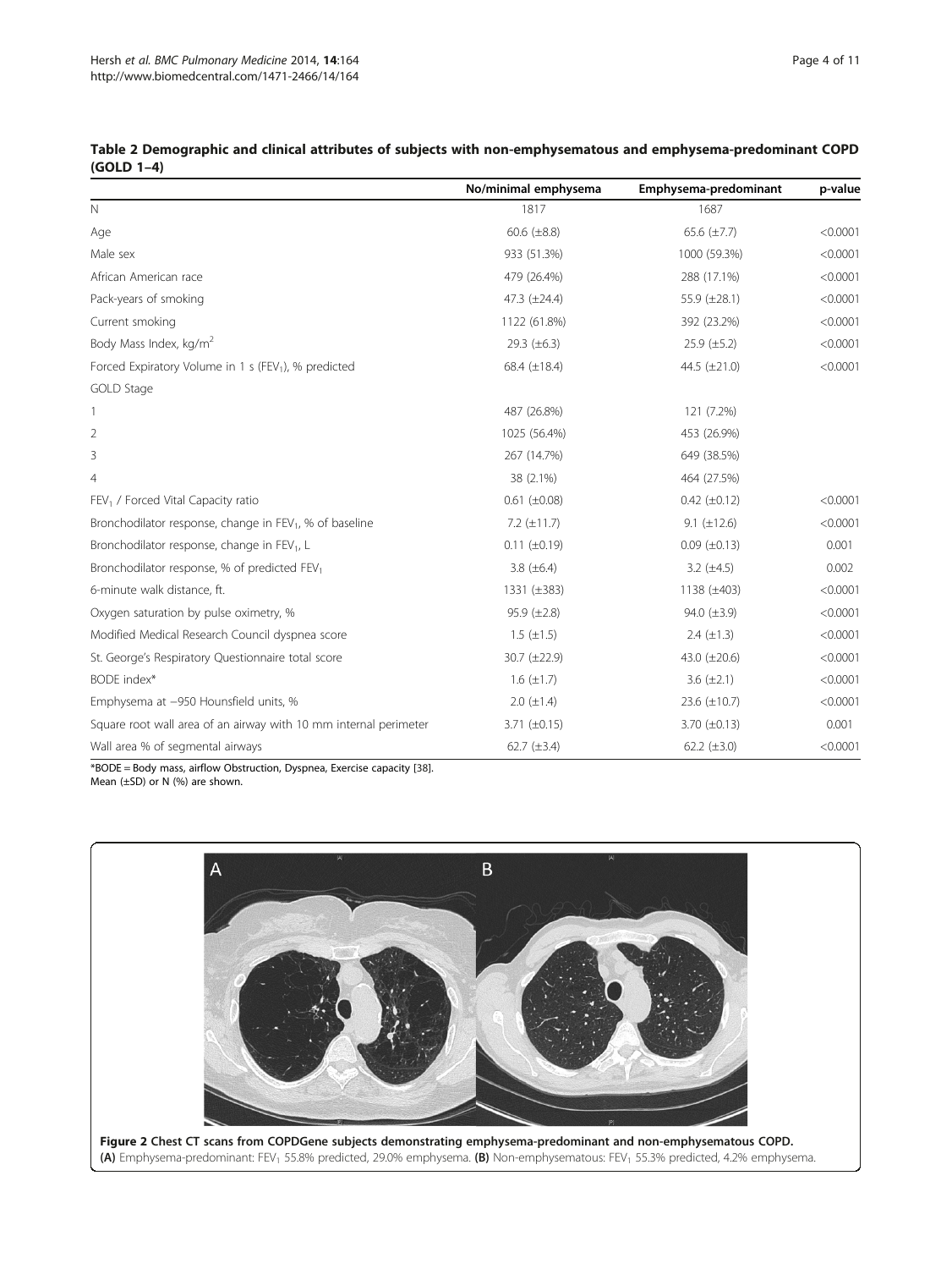**Table 2 Demographic and clinical attributes of subjects with non-emphysematous and emphysema-predominant COPD (GOLD 1–4)**

| | No/minimal emphysema | Emphysema-predominant | p-value |
|---|---|---|---|
| N | 1817 | 1687 | |
| Age | 60.6 (±8.8) | 65.6 (±7.7) | <0.0001 |
| Male sex | 933 (51.3%) | 1000 (59.3%) | <0.0001 |
| African American race | 479 (26.4%) | 288 (17.1%) | <0.0001 |
| Pack-years of smoking | 47.3 (±24.4) | 55.9 (±28.1) | <0.0001 |
| Current smoking | 1122 (61.8%) | 392 (23.2%) | <0.0001 |
| Body Mass Index, kg/m$^2$ | 29.3 (±6.3) | 25.9 (±5.2) | <0.0001 |
| Forced Expiratory Volume in 1 s ($FEV_1$), % predicted | 68.4 (±18.4) | 44.5 (±21.0) | <0.0001 |
| GOLD Stage | | | |
| 1 | 487 (26.8%) | 121 (7.2%) | |
| 2 | 1025 (56.4%) | 453 (26.9%) | |
| 3 | 267 (14.7%) | 649 (38.5%) | |
| 4 | 38 (2.1%) | 464 (27.5%) | |
| $FEV_1$ / Forced Vital Capacity ratio | 0.61 (±0.08) | 0.42 (±0.12) | <0.0001 |
| Bronchodilator response, change in $FEV_1$, % of baseline | 7.2 (±11.7) | 9.1 (±12.6) | <0.0001 |
| Bronchodilator response, change in $FEV_1$, L | 0.11 (±0.19) | 0.09 (±0.13) | 0.001 |
| Bronchodilator response, % of predicted $FEV_1$ | 3.8 (±6.4) | 3.2 (±4.5) | 0.002 |
| 6-minute walk distance, ft. | 1331 (±383) | 1138 (±403) | <0.0001 |
| Oxygen saturation by pulse oximetry, % | 95.9 (±2.8) | 94.0 (±3.9) | <0.0001 |
| Modified Medical Research Council dyspnea score | 1.5 (±1.5) | 2.4 (±1.3) | <0.0001 |
| St. George's Respiratory Questionnaire total score | 30.7 (±22.9) | 43.0 (±20.6) | <0.0001 |
| BODE index* | 1.6 (±1.7) | 3.6 (±2.1) | <0.0001 |
| Emphysema at −950 Hounsfield units, % | 2.0 (±1.4) | 23.6 (±10.7) | <0.0001 |
| Square root wall area of an airway with 10 mm internal perimeter | 3.71 (±0.15) | 3.70 (±0.13) | 0.001 |
| Wall area % of segmental airways | 62.7 (±3.4) | 62.2 (±3.0) | <0.0001 |

*BODE = Body mass, airflow Obstruction, Dyspnea, Exercise capacity [38].
Mean (±SD) or N (%) are shown.

**Figure 2 Chest CT scans from COPDGene subjects demonstrating emphysema-predominant and non-emphysematous COPD.** **(A)** Emphysema-predominant: $FEV_1$ 55.8% predicted, 29.0% emphysema. **(B)** Non-emphysematous: $FEV_1$ 55.3% predicted, 4.2% emphysema.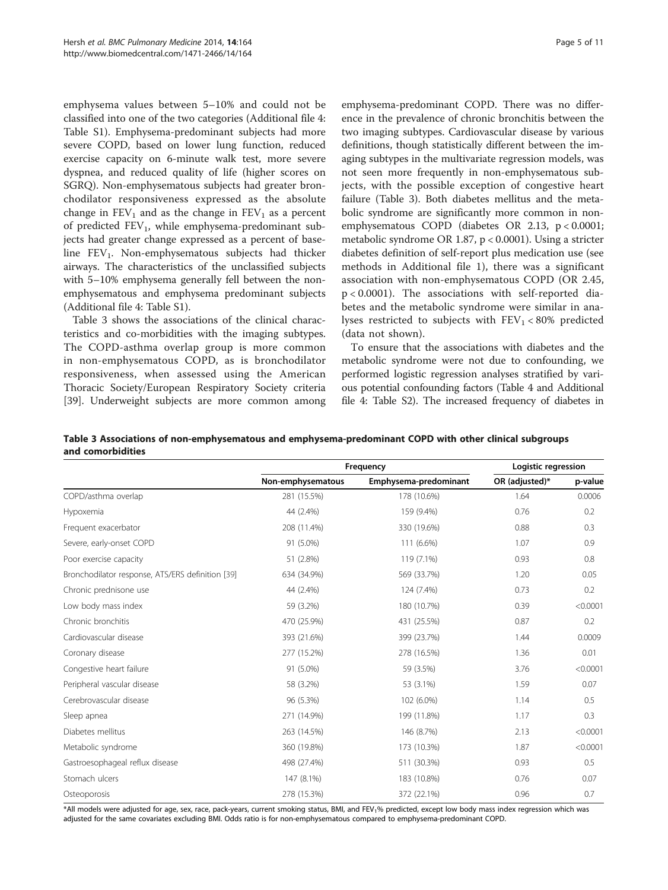emphysema values between 5–10% and could not be classified into one of the two categories (Additional file 4: Table S1). Emphysema-predominant subjects had more severe COPD, based on lower lung function, reduced exercise capacity on 6-minute walk test, more severe dyspnea, and reduced quality of life (higher scores on SGRQ). Non-emphysematous subjects had greater bronchodilator responsiveness expressed as the absolute change in $FEV_1$ and as the change in $FEV_1$ as a percent of predicted $FEV_1$, while emphysema-predominant subjects had greater change expressed as a percent of baseline $FEV_1$. Non-emphysematous subjects had thicker airways. The characteristics of the unclassified subjects with 5–10% emphysema generally fell between the non-emphysematous and emphysema predominant subjects (Additional file 4: Table S1).

Table 3 shows the associations of the clinical characteristics and co-morbidities with the imaging subtypes. The COPD-asthma overlap group is more common in non-emphysematous COPD, as is bronchodilator responsiveness, when assessed using the American Thoracic Society/European Respiratory Society criteria [39]. Underweight subjects are more common among emphysema-predominant COPD. There was no difference in the prevalence of chronic bronchitis between the two imaging subtypes. Cardiovascular disease by various definitions, though statistically different between the imaging subtypes in the multivariate regression models, was not seen more frequently in non-emphysematous subjects, with the possible exception of congestive heart failure (Table 3). Both diabetes mellitus and the metabolic syndrome are significantly more common in non-emphysematous COPD (diabetes OR 2.13, $p < 0.0001$; metabolic syndrome OR 1.87, $p < 0.0001$). Using a stricter diabetes definition of self-report plus medication use (see methods in Additional file 1), there was a significant association with non-emphysematous COPD (OR 2.45, $p < 0.0001$). The associations with self-reported diabetes and the metabolic syndrome were similar in analyses restricted to subjects with $FEV_1 < 80\%$ predicted (data not shown).

To ensure that the associations with diabetes and the metabolic syndrome were not due to confounding, we performed logistic regression analyses stratified by various potential confounding factors (Table 4 and Additional file 4: Table S2). The increased frequency of diabetes in

**Table 3 Associations of non-emphysematous and emphysema-predominant COPD with other clinical subgroups and comorbidities**

| | Frequency | | Logistic regression | |
|---|---|---|---|---|
| | Non-emphysematous | Emphysema-predominant | OR (adjusted)* | p-value |
| COPD/asthma overlap | 281 (15.5%) | 178 (10.6%) | 1.64 | 0.0006 |
| Hypoxemia | 44 (2.4%) | 159 (9.4%) | 0.76 | 0.2 |
| Frequent exacerbator | 208 (11.4%) | 330 (19.6%) | 0.88 | 0.3 |
| Severe, early-onset COPD | 91 (5.0%) | 111 (6.6%) | 1.07 | 0.9 |
| Poor exercise capacity | 51 (2.8%) | 119 (7.1%) | 0.93 | 0.8 |
| Bronchodilator response, ATS/ERS definition [39] | 634 (34.9%) | 569 (33.7%) | 1.20 | 0.05 |
| Chronic prednisone use | 44 (2.4%) | 124 (7.4%) | 0.73 | 0.2 |
| Low body mass index | 59 (3.2%) | 180 (10.7%) | 0.39 | <0.0001 |
| Chronic bronchitis | 470 (25.9%) | 431 (25.5%) | 0.87 | 0.2 |
| Cardiovascular disease | 393 (21.6%) | 399 (23.7%) | 1.44 | 0.0009 |
| Coronary disease | 277 (15.2%) | 278 (16.5%) | 1.36 | 0.01 |
| Congestive heart failure | 91 (5.0%) | 59 (3.5%) | 3.76 | <0.0001 |
| Peripheral vascular disease | 58 (3.2%) | 53 (3.1%) | 1.59 | 0.07 |
| Cerebrovascular disease | 96 (5.3%) | 102 (6.0%) | 1.14 | 0.5 |
| Sleep apnea | 271 (14.9%) | 199 (11.8%) | 1.17 | 0.3 |
| Diabetes mellitus | 263 (14.5%) | 146 (8.7%) | 2.13 | <0.0001 |
| Metabolic syndrome | 360 (19.8%) | 173 (10.3%) | 1.87 | <0.0001 |
| Gastroesophageal reflux disease | 498 (27.4%) | 511 (30.3%) | 0.93 | 0.5 |
| Stomach ulcers | 147 (8.1%) | 183 (10.8%) | 0.76 | 0.07 |
| Osteoporosis | 278 (15.3%) | 372 (22.1%) | 0.96 | 0.7 |

*All models were adjusted for age, sex, race, pack-years, current smoking status, BMI, and $FEV_1$% predicted, except low body mass index regression which was adjusted for the same covariates excluding BMI. Odds ratio is for non-emphysematous compared to emphysema-predominant COPD.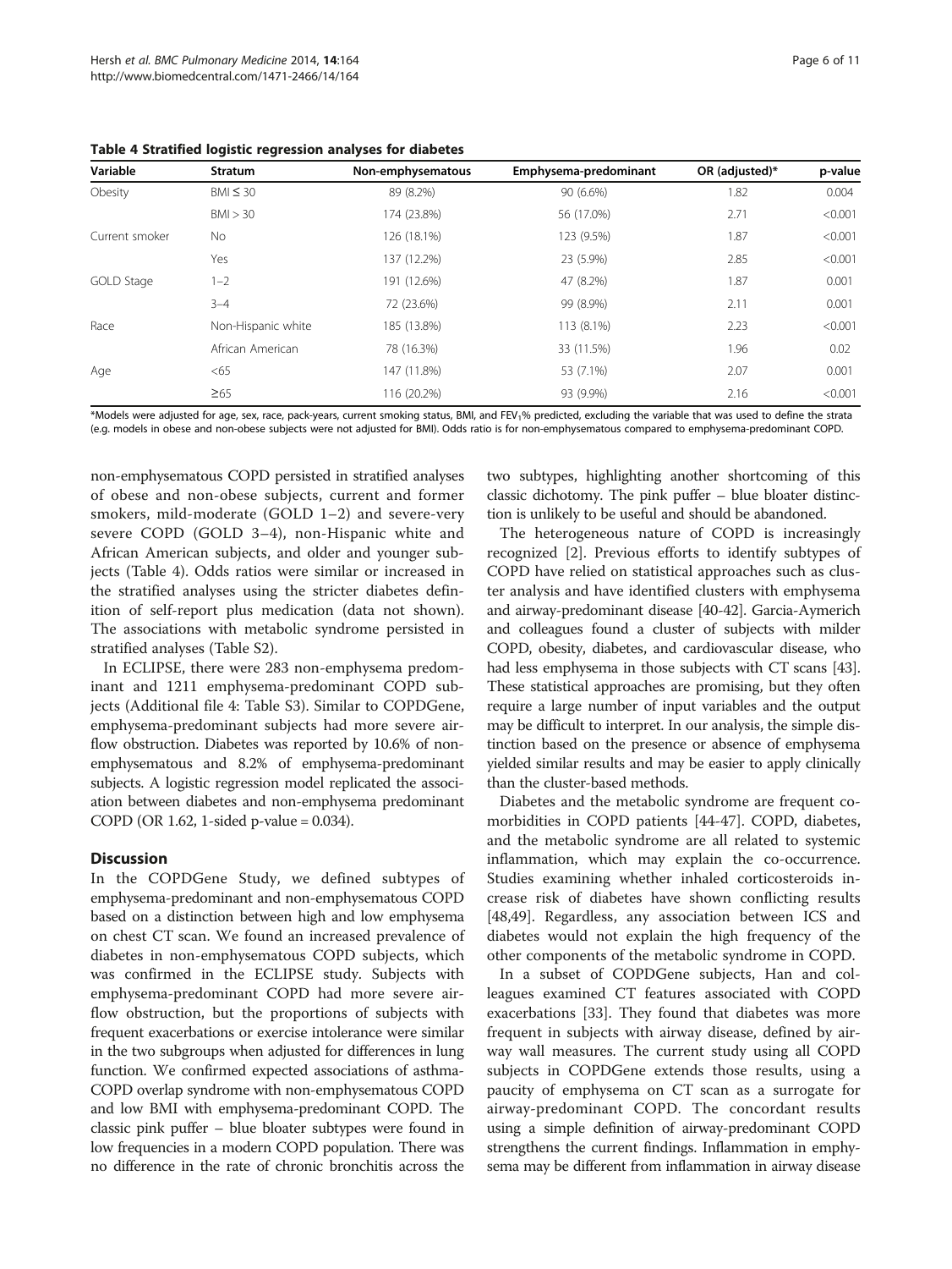**Table 4 Stratified logistic regression analyses for diabetes**

| Variable | Stratum | Non-emphysematous | Emphysema-predominant | OR (adjusted)* | p-value |
|---|---|---|---|---|---|
| Obesity | BMI ≤ 30 | 89 (8.2%) | 90 (6.6%) | 1.82 | 0.004 |
| | BMI > 30 | 174 (23.8%) | 56 (17.0%) | 2.71 | <0.001 |
| Current smoker | No | 126 (18.1%) | 123 (9.5%) | 1.87 | <0.001 |
| | Yes | 137 (12.2%) | 23 (5.9%) | 2.85 | <0.001 |
| GOLD Stage | 1–2 | 191 (12.6%) | 47 (8.2%) | 1.87 | 0.001 |
| | 3–4 | 72 (23.6%) | 99 (8.9%) | 2.11 | 0.001 |
| Race | Non-Hispanic white | 185 (13.8%) | 113 (8.1%) | 2.23 | <0.001 |
| | African American | 78 (16.3%) | 33 (11.5%) | 1.96 | 0.02 |
| Age | <65 | 147 (11.8%) | 53 (7.1%) | 2.07 | 0.001 |
| | ≥65 | 116 (20.2%) | 93 (9.9%) | 2.16 | <0.001 |

*Models were adjusted for age, sex, race, pack-years, current smoking status, BMI, and $FEV_1$% predicted, excluding the variable that was used to define the strata (e.g. models in obese and non-obese subjects were not adjusted for BMI). Odds ratio is for non-emphysematous compared to emphysema-predominant COPD.

non-emphysematous COPD persisted in stratified analyses of obese and non-obese subjects, current and former smokers, mild-moderate (GOLD 1–2) and severe-very severe COPD (GOLD 3–4), non-Hispanic white and African American subjects, and older and younger subjects (Table 4). Odds ratios were similar or increased in the stratified analyses using the stricter diabetes definition of self-report plus medication (data not shown). The associations with metabolic syndrome persisted in stratified analyses (Table S2).

In ECLIPSE, there were 283 non-emphysema predominant and 1211 emphysema-predominant COPD subjects (Additional file 4: Table S3). Similar to COPDGene, emphysema-predominant subjects had more severe airflow obstruction. Diabetes was reported by 10.6% of non-emphysematous and 8.2% of emphysema-predominant subjects. A logistic regression model replicated the association between diabetes and non-emphysema predominant COPD (OR 1.62, 1-sided p-value = 0.034).

## Discussion

In the COPDGene Study, we defined subtypes of emphysema-predominant and non-emphysematous COPD based on a distinction between high and low emphysema on chest CT scan. We found an increased prevalence of diabetes in non-emphysematous COPD subjects, which was confirmed in the ECLIPSE study. Subjects with emphysema-predominant COPD had more severe airflow obstruction, but the proportions of subjects with frequent exacerbations or exercise intolerance were similar in the two subgroups when adjusted for differences in lung function. We confirmed expected associations of asthma-COPD overlap syndrome with non-emphysematous COPD and low BMI with emphysema-predominant COPD. The classic pink puffer – blue bloater subtypes were found in low frequencies in a modern COPD population. There was no difference in the rate of chronic bronchitis across the two subtypes, highlighting another shortcoming of this classic dichotomy. The pink puffer – blue bloater distinction is unlikely to be useful and should be abandoned.

The heterogeneous nature of COPD is increasingly recognized [2]. Previous efforts to identify subtypes of COPD have relied on statistical approaches such as cluster analysis and have identified clusters with emphysema and airway-predominant disease [40-42]. Garcia-Aymerich and colleagues found a cluster of subjects with milder COPD, obesity, diabetes, and cardiovascular disease, who had less emphysema in those subjects with CT scans [43]. These statistical approaches are promising, but they often require a large number of input variables and the output may be difficult to interpret. In our analysis, the simple distinction based on the presence or absence of emphysema yielded similar results and may be easier to apply clinically than the cluster-based methods.

Diabetes and the metabolic syndrome are frequent comorbidities in COPD patients [44-47]. COPD, diabetes, and the metabolic syndrome are all related to systemic inflammation, which may explain the co-occurrence. Studies examining whether inhaled corticosteroids increase risk of diabetes have shown conflicting results [48,49]. Regardless, any association between ICS and diabetes would not explain the high frequency of the other components of the metabolic syndrome in COPD.

In a subset of COPDGene subjects, Han and colleagues examined CT features associated with COPD exacerbations [33]. They found that diabetes was more frequent in subjects with airway disease, defined by airway wall measures. The current study using all COPD subjects in COPDGene extends those results, using a paucity of emphysema on CT scan as a surrogate for airway-predominant COPD. The concordant results using a simple definition of airway-predominant COPD strengthens the current findings. Inflammation in emphysema may be different from inflammation in airway disease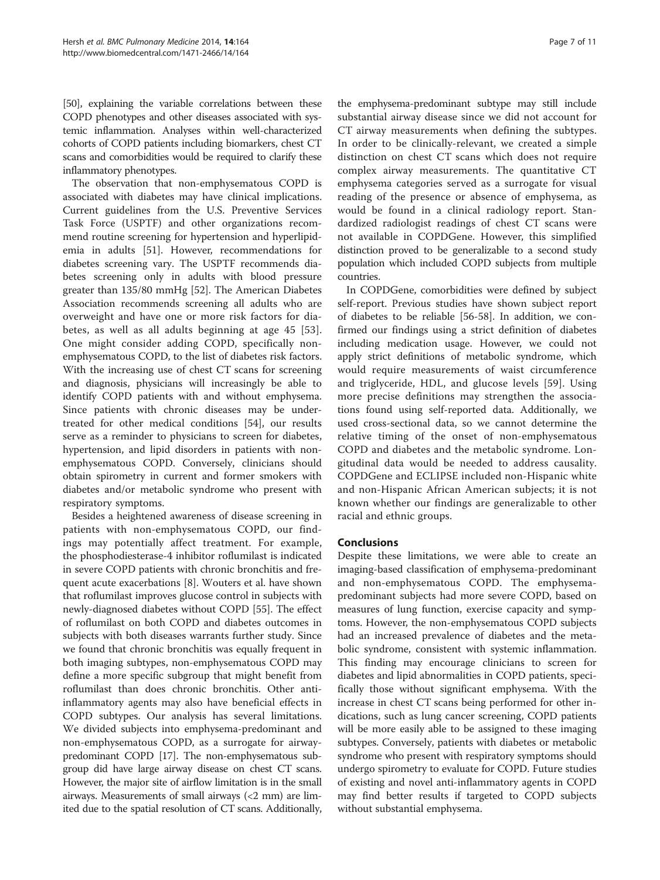[50], explaining the variable correlations between these COPD phenotypes and other diseases associated with systemic inflammation. Analyses within well-characterized cohorts of COPD patients including biomarkers, chest CT scans and comorbidities would be required to clarify these inflammatory phenotypes.

The observation that non-emphysematous COPD is associated with diabetes may have clinical implications. Current guidelines from the U.S. Preventive Services Task Force (USPTF) and other organizations recommend routine screening for hypertension and hyperlipidemia in adults [51]. However, recommendations for diabetes screening vary. The USPTF recommends diabetes screening only in adults with blood pressure greater than 135/80 mmHg [52]. The American Diabetes Association recommends screening all adults who are overweight and have one or more risk factors for diabetes, as well as all adults beginning at age 45 [53]. One might consider adding COPD, specifically non-emphysematous COPD, to the list of diabetes risk factors. With the increasing use of chest CT scans for screening and diagnosis, physicians will increasingly be able to identify COPD patients with and without emphysema. Since patients with chronic diseases may be undertreated for other medical conditions [54], our results serve as a reminder to physicians to screen for diabetes, hypertension, and lipid disorders in patients with non-emphysematous COPD. Conversely, clinicians should obtain spirometry in current and former smokers with diabetes and/or metabolic syndrome who present with respiratory symptoms.

Besides a heightened awareness of disease screening in patients with non-emphysematous COPD, our findings may potentially affect treatment. For example, the phosphodiesterase-4 inhibitor roflumilast is indicated in severe COPD patients with chronic bronchitis and frequent acute exacerbations [8]. Wouters et al. have shown that roflumilast improves glucose control in subjects with newly-diagnosed diabetes without COPD [55]. The effect of roflumilast on both COPD and diabetes outcomes in subjects with both diseases warrants further study. Since we found that chronic bronchitis was equally frequent in both imaging subtypes, non-emphysematous COPD may define a more specific subgroup that might benefit from roflumilast than does chronic bronchitis. Other anti-inflammatory agents may also have beneficial effects in COPD subtypes. Our analysis has several limitations. We divided subjects into emphysema-predominant and non-emphysematous COPD, as a surrogate for airway-predominant COPD [17]. The non-emphysematous subgroup did have large airway disease on chest CT scans. However, the major site of airflow limitation is in the small airways. Measurements of small airways (<2 mm) are limited due to the spatial resolution of CT scans. Additionally, the emphysema-predominant subtype may still include substantial airway disease since we did not account for CT airway measurements when defining the subtypes. In order to be clinically-relevant, we created a simple distinction on chest CT scans which does not require complex airway measurements. The quantitative CT emphysema categories served as a surrogate for visual reading of the presence or absence of emphysema, as would be found in a clinical radiology report. Standardized radiologist readings of chest CT scans were not available in COPDGene. However, this simplified distinction proved to be generalizable to a second study population which included COPD subjects from multiple countries.

In COPDGene, comorbidities were defined by subject self-report. Previous studies have shown subject report of diabetes to be reliable [56-58]. In addition, we confirmed our findings using a strict definition of diabetes including medication usage. However, we could not apply strict definitions of metabolic syndrome, which would require measurements of waist circumference and triglyceride, HDL, and glucose levels [59]. Using more precise definitions may strengthen the associations found using self-reported data. Additionally, we used cross-sectional data, so we cannot determine the relative timing of the onset of non-emphysematous COPD and diabetes and the metabolic syndrome. Longitudinal data would be needed to address causality. COPDGene and ECLIPSE included non-Hispanic white and non-Hispanic African American subjects; it is not known whether our findings are generalizable to other racial and ethnic groups.

## Conclusions

Despite these limitations, we were able to create an imaging-based classification of emphysema-predominant and non-emphysematous COPD. The emphysema-predominant subjects had more severe COPD, based on measures of lung function, exercise capacity and symptoms. However, the non-emphysematous COPD subjects had an increased prevalence of diabetes and the metabolic syndrome, consistent with systemic inflammation. This finding may encourage clinicians to screen for diabetes and lipid abnormalities in COPD patients, specifically those without significant emphysema. With the increase in chest CT scans being performed for other indications, such as lung cancer screening, COPD patients will be more easily able to be assigned to these imaging subtypes. Conversely, patients with diabetes or metabolic syndrome who present with respiratory symptoms should undergo spirometry to evaluate for COPD. Future studies of existing and novel anti-inflammatory agents in COPD may find better results if targeted to COPD subjects without substantial emphysema.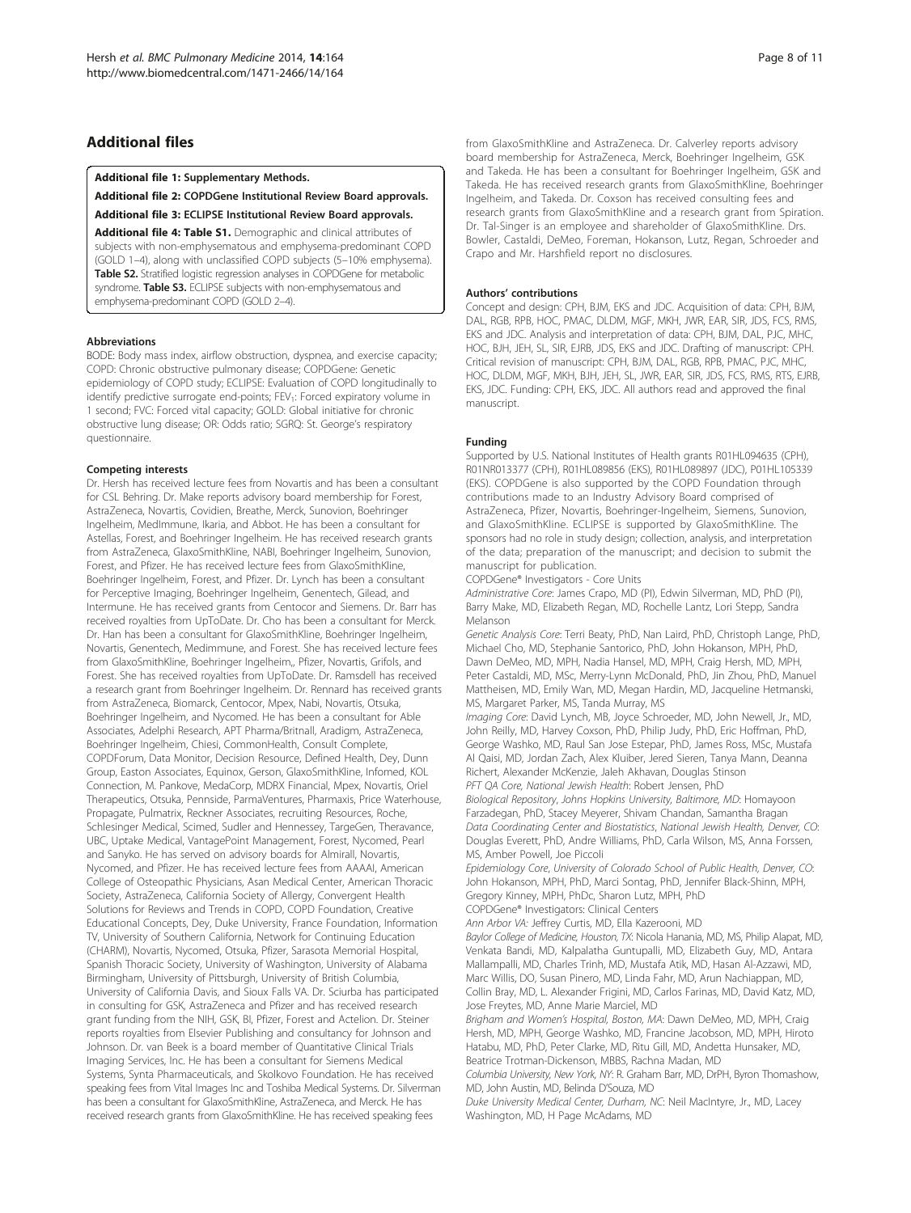## Additional files

**Additional file 1: Supplementary Methods.**

**Additional file 2: COPDGene Institutional Review Board approvals.**

**Additional file 3: ECLIPSE Institutional Review Board approvals.**

**Additional file 4: Table S1.** Demographic and clinical attributes of subjects with non-emphysematous and emphysema-predominant COPD (GOLD 1–4), along with unclassified COPD subjects (5–10% emphysema). **Table S2.** Stratified logistic regression analyses in COPDGene for metabolic syndrome. **Table S3.** ECLIPSE subjects with non-emphysematous and emphysema-predominant COPD (GOLD 2–4).

#### Abbreviations

BODE: Body mass index, airflow obstruction, dyspnea, and exercise capacity; COPD: Chronic obstructive pulmonary disease; COPDGene: Genetic epidemiology of COPD study; ECLIPSE: Evaluation of COPD longitudinally to identify predictive surrogate end-points; $FEV_1$: Forced expiratory volume in 1 second; FVC: Forced vital capacity; GOLD: Global initiative for chronic obstructive lung disease; OR: Odds ratio; SGRQ: St. George's respiratory questionnaire.

#### Competing interests

Dr. Hersh has received lecture fees from Novartis and has been a consultant for CSL Behring. Dr. Make reports advisory board membership for Forest, AstraZeneca, Novartis, Covidien, Breathe, Merck, Sunovion, Boehringer Ingelheim, MedImmune, Ikaria, and Abbot. He has been a consultant for Astellas, Forest, and Boehringer Ingelheim. He has received research grants from AstraZeneca, GlaxoSmithKline, NABI, Boehringer Ingelheim, Sunovion, Forest, and Pfizer. He has received lecture fees from GlaxoSmithKline, Boehringer Ingelheim, Forest, and Pfizer. Dr. Lynch has been a consultant for Perceptive Imaging, Boehringer Ingelheim, Genentech, Gilead, and Intermune. He has received grants from Centocor and Siemens. Dr. Barr has received royalties from UpToDate. Dr. Cho has been a consultant for Merck. Dr. Han has been a consultant for GlaxoSmithKline, Boehringer Ingelheim, Novartis, Genentech, Medimmune, and Forest. She has received lecture fees from GlaxoSmithKline, Boehringer Ingelheim,, Pfizer, Novartis, Grifols, and Forest. She has received royalties from UpToDate. Dr. Ramsdell has received a research grant from Boehringer Ingelheim. Dr. Rennard has received grants from AstraZeneca, Biomarck, Centocor, Mpex, Nabi, Novartis, Otsuka, Boehringer Ingelheim, and Nycomed. He has been a consultant for Able Associates, Adelphi Research, APT Pharma/Britnall, Aradigm, AstraZeneca, Boehringer Ingelheim, Chiesi, CommonHealth, Consult Complete, COPDForum, Data Monitor, Decision Resource, Defined Health, Dey, Dunn Group, Easton Associates, Equinox, Gerson, GlaxoSmithKline, Infomed, KOL Connection, M. Pankove, MedaCorp, MDRX Financial, Mpex, Novartis, Oriel Therapeutics, Otsuka, Pennside, ParmaVentures, Pharmaxis, Price Waterhouse, Propagate, Pulmatrix, Reckner Associates, recruiting Resources, Roche, Schlesinger Medical, Scimed, Sudler and Hennessey, TargeGen, Theravance, UBC, Uptake Medical, VantagePoint Management, Forest, Nycomed, Pearl and Sanyko. He has served on advisory boards for Almirall, Novartis, Nycomed, and Pfizer. He has received lecture fees from AAAAI, American College of Osteopathic Physicians, Asan Medical Center, American Thoracic Society, AstraZeneca, California Society of Allergy, Convergent Health Solutions for Reviews and Trends in COPD, COPD Foundation, Creative Educational Concepts, Dey, Duke University, France Foundation, Information TV, University of Southern California, Network for Continuing Education (CHARM), Novartis, Nycomed, Otsuka, Pfizer, Sarasota Memorial Hospital, Spanish Thoracic Society, University of Washington, University of Alabama Birmingham, University of Pittsburgh, University of British Columbia, University of California Davis, and Sioux Falls VA. Dr. Sciurba has participated in consulting for GSK, AstraZeneca and Pfizer and has received research grant funding from the NIH, GSK, BI, Pfizer, Forest and Actelion. Dr. Steiner reports royalties from Elsevier Publishing and consultancy for Johnson and Johnson. Dr. van Beek is a board member of Quantitative Clinical Trials Imaging Services, Inc. He has been a consultant for Siemens Medical Systems, Synta Pharmaceuticals, and Skolkovo Foundation. He has received speaking fees from Vital Images Inc and Toshiba Medical Systems. Dr. Silverman has been a consultant for GlaxoSmithKline, AstraZeneca, and Merck. He has received research grants from GlaxoSmithKline. He has received speaking fees from GlaxoSmithKline and AstraZeneca. Dr. Calverley reports advisory board membership for AstraZeneca, Merck, Boehringer Ingelheim, GSK and Takeda. He has been a consultant for Boehringer Ingelheim, GSK and Takeda. He has received research grants from GlaxoSmithKline, Boehringer Ingelheim, and Takeda. Dr. Coxson has received consulting fees and research grants from GlaxoSmithKline and a research grant from Spiration. Dr. Tal-Singer is an employee and shareholder of GlaxoSmithKline. Drs. Bowler, Castaldi, DeMeo, Foreman, Hokanson, Lutz, Regan, Schroeder and Crapo and Mr. Harshfield report no disclosures.

#### Authors' contributions

Concept and design: CPH, BJM, EKS and JDC. Acquisition of data: CPH, BJM, DAL, RGB, RPB, HOC, PMAC, DLDM, MGF, MKH, JWR, EAR, SIR, JDS, FCS, RMS, EKS and JDC. Analysis and interpretation of data: CPH, BJM, DAL, PJC, MHC, HOC, BJH, JEH, SL, SIR, EJRB, JDS, EKS and JDC. Drafting of manuscript: CPH. Critical revision of manuscript: CPH, BJM, DAL, RGB, RPB, PMAC, PJC, MHC, HOC, DLDM, MGF, MKH, BJH, JEH, SL, JWR, EAR, SIR, JDS, FCS, RMS, RTS, EJRB, EKS, JDC. Funding: CPH, EKS, JDC. All authors read and approved the final manuscript.

#### Funding

Supported by U.S. National Institutes of Health grants R01HL094635 (CPH), R01NR013377 (CPH), R01HL089856 (EKS), R01HL089897 (JDC), P01HL105339 (EKS). COPDGene is also supported by the COPD Foundation through contributions made to an Industry Advisory Board comprised of AstraZeneca, Pfizer, Novartis, Boehringer-Ingelheim, Siemens, Sunovion, and GlaxoSmithKline. ECLIPSE is supported by GlaxoSmithKline. The sponsors had no role in study design; collection, analysis, and interpretation of the data; preparation of the manuscript; and decision to submit the manuscript for publication.

COPDGene® Investigators - Core Units

*Administrative Core*: James Crapo, MD (PI), Edwin Silverman, MD, PhD (PI), Barry Make, MD, Elizabeth Regan, MD, Rochelle Lantz, Lori Stepp, Sandra Melanson

*Genetic Analysis Core*: Terri Beaty, PhD, Nan Laird, PhD, Christoph Lange, PhD, Michael Cho, MD, Stephanie Santorico, PhD, John Hokanson, MPH, PhD, Dawn DeMeo, MD, MPH, Nadia Hansel, MD, MPH, Craig Hersh, MD, MPH, Peter Castaldi, MD, MSc, Merry-Lynn McDonald, PhD, Jin Zhou, PhD, Manuel Mattheisen, MD, Emily Wan, MD, Megan Hardin, MD, Jacqueline Hetmanski, MS, Margaret Parker, MS, Tanda Murray, MS

*Imaging Core*: David Lynch, MB, Joyce Schroeder, MD, John Newell, Jr., MD, John Reilly, MD, Harvey Coxson, PhD, Philip Judy, PhD, Eric Hoffman, PhD, George Washko, MD, Raul San Jose Estepar, PhD, James Ross, MSc, Mustafa Al Qaisi, MD, Jordan Zach, Alex Kluiber, Jered Sieren, Tanya Mann, Deanna Richert, Alexander McKenzie, Jaleh Akhavan, Douglas Stinson

*PFT QA Core, National Jewish Health*: Robert Jensen, PhD

*Biological Repository, Johns Hopkins University, Baltimore, MD*: Homayoon Farzadegan, PhD, Stacey Meyerer, Shivam Chandan, Samantha Bragan

*Data Coordinating Center and Biostatistics, National Jewish Health, Denver, CO*: Douglas Everett, PhD, Andre Williams, PhD, Carla Wilson, MS, Anna Forssen, MS, Amber Powell, Joe Piccoli

*Epidemiology Core, University of Colorado School of Public Health, Denver, CO*: John Hokanson, MPH, PhD, Marci Sontag, PhD, Jennifer Black-Shinn, MPH, Gregory Kinney, MPH, PhDc, Sharon Lutz, MPH, PhD

COPDGene® Investigators: Clinical Centers

*Ann Arbor VA*: Jeffrey Curtis, MD, Ella Kazerooni, MD

*Baylor College of Medicine, Houston, TX*: Nicola Hanania, MD, MS, Philip Alapat, MD, Venkata Bandi, MD, Kalpalatha Guntupalli, MD, Elizabeth Guy, MD, Antara Mallampalli, MD, Charles Trinh, MD, Mustafa Atik, MD, Hasan Al-Azzawi, MD, Marc Willis, DO, Susan Pinero, MD, Linda Fahr, MD, Arun Nachiappan, MD, Collin Bray, MD, L. Alexander Frigini, MD, Carlos Farinas, MD, David Katz, MD, Jose Freytes, MD, Anne Marie Marciel, MD

*Brigham and Women's Hospital, Boston, MA*: Dawn DeMeo, MD, MPH, Craig Hersh, MD, MPH, George Washko, MD, Francine Jacobson, MD, MPH, Hiroto Hatabu, MD, PhD, Peter Clarke, MD, Ritu Gill, MD, Andetta Hunsaker, MD, Beatrice Trotman-Dickenson, MBBS, Rachna Madan, MD

*Columbia University, New York, NY*: R. Graham Barr, MD, DrPH, Byron Thomashow, MD, John Austin, MD, Belinda D'Souza, MD

*Duke University Medical Center, Durham, NC*: Neil MacIntyre, Jr., MD, Lacey Washington, MD, H Page McAdams, MD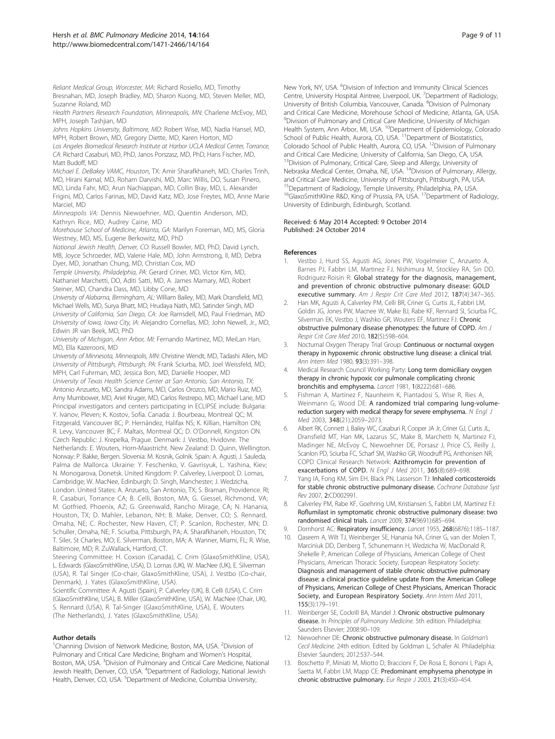*Reliant Medical Group, Worcester, MA*: Richard Rosiello, MD, Timothy Bresnahan, MD, Joseph Bradley, MD, Sharon Kuong, MD, Steven Meller, MD, Suzanne Roland, MD

*Health Partners Research Foundation, Minneapolis, MN*: Charlene McEvoy, MD, MPH, Joseph Tashjian, MD

*Johns Hopkins University, Baltimore, MD*: Robert Wise, MD, Nadia Hansel, MD, MPH, Robert Brown, MD, Gregory Diette, MD, Karen Horton, MD

*Los Angeles Biomedical Research Institute at Harbor UCLA Medical Center, Torrance, CA*: Richard Casaburi, MD, PhD, Janos Porszasz, MD, PhD, Hans Fischer, MD, Matt Budoff, MD

*Michael E. DeBakey VAMC, Houston*, TX: Amir Sharafkhaneh, MD, Charles Trinh, MD, Hirani Kamal, MD, Roham Darvishi, MD, Marc Willis, DO, Susan Pinero, MD, Linda Fahr, MD, Arun Nachiappan, MD, Collin Bray, MD, L. Alexander Frigini, MD, Carlos Farinas, MD, David Katz, MD, Jose Freytes, MD, Anne Marie Marciel, MD

*Minneapolis VA:* Dennis Niewoehner, MD, Quentin Anderson, MD, Kathryn Rice, MD, Audrey Caine, MD

*Morehouse School of Medicine, Atlanta, GA*: Marilyn Foreman, MD, MS, Gloria Westney, MD, MS, Eugene Berkowitz, MD, PhD

*National Jewish Health, Denver, CO*: Russell Bowler, MD, PhD, David Lynch, MB, Joyce Schroeder, MD, Valerie Hale, MD, John Armstrong, II, MD, Debra Dyer, MD, Jonathan Chung, MD, Christian Cox, MD

*Temple University, Philadelphia, PA*: Gerard Criner, MD, Victor Kim, MD, Nathaniel Marchetti, DO, Aditi Satti, MD, A. James Mamary, MD, Robert Steiner, MD, Chandra Dass, MD, Libby Cone, MD

*University of Alabama, Birmingham, AL:* William Bailey, MD, Mark Dransfield, MD, Michael Wells, MD, Surya Bhatt, MD, Hrudaya Nath, MD, Satinder Singh, MD

*University of California, San Diego, CA*: Joe Ramsdell, MD, Paul Friedman, MD

*University of Iowa, Iowa City, IA*: Alejandro Cornellas, MD, John Newell, Jr., MD, Edwin JR van Beek, MD, PhD

*University of Michigan, Ann Arbor, MI*: Fernando Martinez, MD, MeiLan Han, MD, Ella Kazerooni, MD

*University of Minnesota, Minneapolis, MN*: Christine Wendt, MD, Tadashi Allen, MD

*University of Pittsburgh, Pittsburgh, PA*: Frank Sciurba, MD, Joel Weissfeld, MD, MPH, Carl Fuhrman, MD, Jessica Bon, MD, Danielle Hooper, MD

*University of Texas Health Science Center at San Antonio, San Antonio, TX*: Antonio Anzueto, MD, Sandra Adams, MD, Carlos Orozco, MD, Mario Ruiz, MD, Amy Mumbower, MD, Ariel Kruger, MD, Carlos Restrepo, MD, Michael Lane, MD

Principal investigators and centers participating in ECLIPSE include: Bulgaria: Y. Ivanov, Pleven; K. Kostov, Sofia. Canada: J. Bourbeau, Montreal QC; M. Fitzgerald, Vancouver BC; P. Hernández, Halifax NS; K. Killian, Hamilton ON; R. Levy, Vancouver BC; F. Maltais, Montreal QC; D. O'Donnell, Kingston ON. Czech Republic: J. Krepelka, Prague. Denmark: J. Vestbo, Hvidovre. The Netherlands: E. Wouters, Horn-Maastricht. New Zealand: D. Quinn, Wellington. Norway: P. Bakke, Bergen. Slovenia: M. Kosnik, Golnik. Spain: A. Agusti, J. Sauleda, Palma de Mallorca. Ukraine: Y. Feschenko, V. Gavrisyuk, L. Yashina, Kiev; N. Monogarova, Donetsk. United Kingdom: P. Calverley, Liverpool; D. Lomas, Cambridge; W. MacNee, Edinburgh; D. Singh, Manchester; J. Wedzicha, London. United States: A. Anzueto, San Antonio, TX; S. Braman, Providence. RI; R. Casaburi, Torrance CA; B. Celli, Boston, MA; G. Giessel, Richmond, VA; M. Gotfried, Phoenix, AZ; G. Greenwald, Rancho Mirage, CA; N. Hanania, Houston, TX; D. Mahler, Lebanon, NH; B. Make, Denver, CO; S. Rennard, Omaha, NE; C. Rochester, New Haven, CT; P. Scanlon, Rochester, MN; D. Schuller, Omaha, NE; F. Sciurba, Pittsburgh, PA; A. Sharafkhaneh, Houston, TX; T. Siler, St Charles, MO; E. Silverman, Boston, MA; A. Wanner, Miami, FL; R. Wise, Baltimore, MD; R. ZuWallack, Hartford, CT.

Steering Committee: H. Coxson (Canada), C. Crim (GlaxoSmithKline, USA), L. Edwards (GlaxoSmithKline, USA), D. Lomas (UK), W. MacNee (UK), E. Silverman (USA), R. Tal Singer (Co-chair, GlaxoSmithKline, USA), J. Vestbo (Co-chair, Denmark), J. Yates (GlaxoSmithKline, USA).

Scientific Committee: A. Agusti (Spain), P. Calverley (UK), B. Celli (USA), C. Crim (GlaxoSmithKline, USA), B. Miller (GlaxoSmithKline, USA), W. MacNee (Chair, UK), S. Rennard (USA), R. Tal-Singer (GlaxoSmithKline, USA), E. Wouters (The Netherlands), J. Yates (GlaxoSmithKline, USA).

## Author details

[1]Channing Division of Network Medicine, Boston, MA, USA. [2]Division of Pulmonary and Critical Care Medicine, Brigham and Women's Hospital, Boston, MA, USA. [3]Division of Pulmonary and Critical Care Medicine, National Jewish Health, Denver, CO, USA. [4]Department of Radiology, National Jewish Health, Denver, CO, USA. [5]Department of Medicine, Columbia University, New York, NY, USA. [6]Division of Infection and Immunity Clinical Sciences Centre, University Hospital Aintree, Liverpool, UK. [7]Department of Radiology, University of British Columbia, Vancouver, Canada. [8]Division of Pulmonary and Critical Care Medicine, Morehouse School of Medicine, Atlanta, GA, USA. [9]Division of Pulmonary and Critical Care Medicine, University of Michigan Health System, Ann Arbor, MI, USA. [10]Department of Epidemiology, Colorado School of Public Health, Aurora, CO, USA. [11]Department of Biostatistics, Colorado School of Public Health, Aurora, CO, USA. [12]Division of Pulmonary and Critical Care Medicine, University of California, San Diego, CA, USA. [13]Division of Pulmonary, Critical Care, Sleep and Allergy, University of Nebraska Medical Center, Omaha, NE, USA. [14]Division of Pulmonary, Allergy, and Critical Care Medicine, University of Pittsburgh, Pittsburgh, PA, USA. [15]Department of Radiology, Temple University, Philadelphia, PA, USA. [16]GlaxoSmithKline R&D, King of Prussia, PA, USA. [17]Department of Radiology, University of Edinburgh, Edinburgh, Scotland.

Received: 6 May 2014 Accepted: 9 October 2014
Published: 24 October 2014

## References

1. Vestbo J, Hurd SS, Agusti AG, Jones PW, Vogelmeier C, Anzueto A, Barnes PJ, Fabbri LM, Martinez FJ, Nishimura M, Stockley RA, Sin DD, Rodriguez-Roisin R: **Global strategy for the diagnosis, management, and prevention of chronic obstructive pulmonary disease: GOLD executive summary.** *Am J Respir Crit Care Med* 2012, **187**(4):347–365.
2. Han MK, Agusti A, Calverley PM, Celli BR, Criner G, Curtis JL, Fabbri LM, Goldin JG, Jones PW, Macnee W, Make BJ, Rabe KF, Rennard SI, Sciurba FC, Silverman EK, Vestbo J, Washko GR, Wouters EF, Martinez FJ: **Chronic obstructive pulmonary disease phenotypes: the future of COPD.** *Am J Respir Crit Care Med* 2010, **182**(5):598–604.
3. Nocturnal Oxygen Therapy Trial Group: **Continuous or nocturnal oxygen therapy in hypoxemic chronic obstructive lung disease: a clinical trial.** *Ann Intern Med* 1980, **93**(3):391–398.
4. Medical Research Council Working Party: **Long term domiciliary oxygen therapy in chronic hypoxic cor pulmonale complicating chronic bronchitis and emphysema.** *Lancet* 1981, **1**(8222):681–686.
5. Fishman A, Martinez F, Naunheim K, Piantadosi S, Wise R, Ries A, Weinmann G, Wood DE: **A randomized trial comparing lung-volume-reduction surgery with medical therapy for severe emphysema.** *N Engl J Med* 2003, **348**(21):2059–2073.
6. Albert RK, Connett J, Bailey WC, Casaburi R, Cooper JA Jr, Criner GJ, Curtis JL, Dransfield MT, Han MK, Lazarus SC, Make B, Marchetti N, Martinez FJ, Madinger NE, McEvoy C, Niewoehner DE, Porsasz J, Price CS, Reilly J, Scanlon PD, Sciurba FC, Scharf SM, Washko GR, Woodruff PG, Anthonisen NR, COPD Clinical Research Network: **Azithromycin for prevention of exacerbations of COPD.** *N Engl J Med* 2011, **365**(8):689–698.
7. Yang IA, Fong KM, Sim EH, Black PN, Lasserson TJ: **Inhaled corticosteroids for stable chronic obstructive pulmonary disease.** *Cochrane Database Syst Rev* 2007, **2**:CD002991.
8. Calverley PM, Rabe KF, Goehring UM, Kristiansen S, Fabbri LM, Martinez FJ: **Roflumilast in symptomatic chronic obstructive pulmonary disease: two randomised clinical trials.** *Lancet* 2009, **374**(9691):685–694.
9. Dornhorst AC: **Respiratory insufficiency.** *Lancet* 1955, **268**(6876):1185–1187.
10. Qaseem A, Wilt TJ, Weinberger SE, Hanania NA, Criner G, van der Molen T, Marciniuk DD, Denberg T, Schunemann H, Wedzicha W, MacDonald R, Shekelle P, American College of Physicians, American College of Chest Physicians, American Thoracic Society, European Respiratory Society: **Diagnosis and management of stable chronic obstructive pulmonary disease: a clinical practice guideline update from the American College of Physicians, American College of Chest Physicians, American Thoracic Society, and European Respiratory Society.** *Ann Intern Med* 2011, **155**(3):179–191.
11. Weinberger SE, Cockrill BA, Mandel J: **Chronic obstructive pulmonary disease.** In *Principles of Pulmonary Medicine.* 5th edition. Philadelphia: Saunders Elsevier; 2008:90–109.
12. Niewoehner DE: **Chronic obstructive pulmonary disease.** In *Goldman's Cecil Medicine.* 24th edition. Edited by Goldman L, Schafer AI. Philadelphia: Elsevier Saunders; 2012:537–544.
13. Boschetto P, Miniati M, Miotto D, Braccioni F, De Rosa E, Bononi I, Papi A, Saetta M, Fabbri LM, Mapp CE: **Predominant emphysema phenotype in chronic obstructive pulmonary.** *Eur Respir J* 2003, **21**(3):450–454.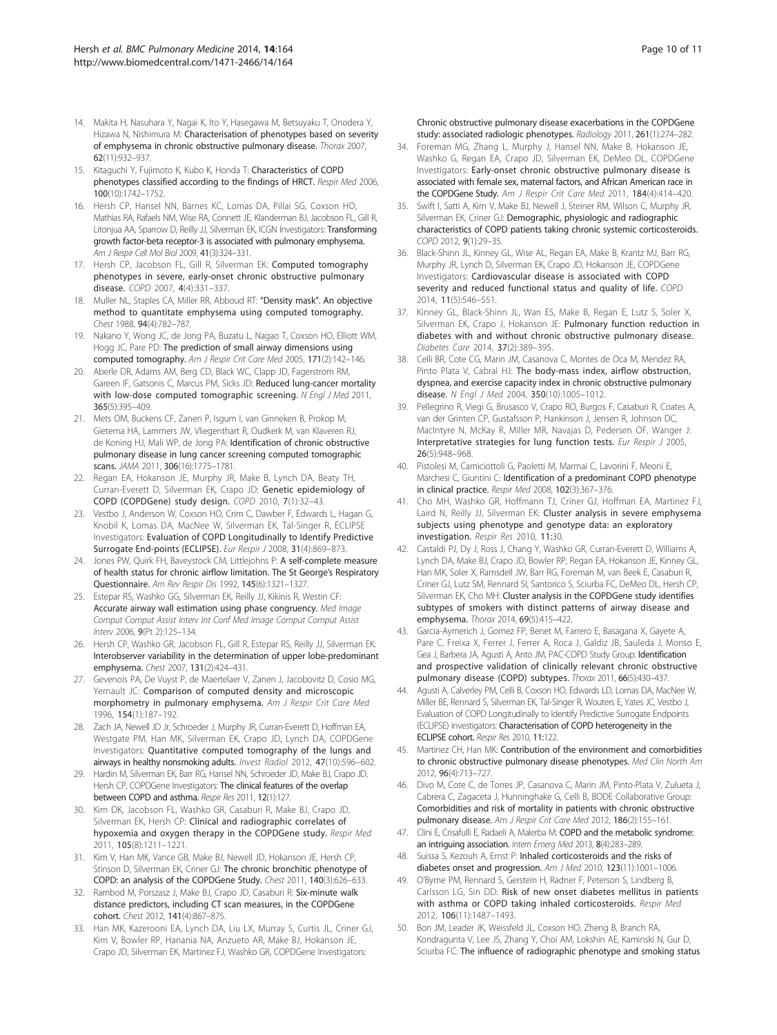14. Makita H, Nasuhara Y, Nagai K, Ito Y, Hasegawa M, Betsuyaku T, Onodera Y, Hizawa N, Nishimura M: **Characterisation of phenotypes based on severity of emphysema in chronic obstructive pulmonary disease.** *Thorax* 2007, **62**(11):932–937.
15. Kitaguchi Y, Fujimoto K, Kubo K, Honda T: **Characteristics of COPD phenotypes classified according to the findings of HRCT.** *Respir Med* 2006, **100**(10):1742–1752.
16. Hersh CP, Hansel NN, Barnes KC, Lomas DA, Pillai SG, Coxson HO, Mathias RA, Rafaels NM, Wise RA, Connett JE, Klanderman BJ, Jacobson FL, Gill R, Litonjua AA, Sparrow D, Reilly JJ, Silverman EK, ICGN Investigators: **Transforming growth factor-beta receptor-3 is associated with pulmonary emphysema.** *Am J Respir Cell Mol Biol* 2009, **41**(3):324–331.
17. Hersh CP, Jacobson FL, Gill R, Silverman EK: **Computed tomography phenotypes in severe, early-onset chronic obstructive pulmonary disease.** *COPD* 2007, **4**(4):331–337.
18. Muller NL, Staples CA, Miller RR, Abboud RT: **"Density mask". An objective method to quantitate emphysema using computed tomography.** *Chest* 1988, **94**(4):782–787.
19. Nakano Y, Wong JC, de Jong PA, Buzatu L, Nagao T, Coxson HO, Elliott WM, Hogg JC, Pare PD: **The prediction of small airway dimensions using computed tomography.** *Am J Respir Crit Care Med* 2005, **171**(2):142–146.
20. Aberle DR, Adams AM, Berg CD, Black WC, Clapp JD, Fagerstrom RM, Gareen IF, Gatsonis C, Marcus PM, Sicks JD: **Reduced lung-cancer mortality with low-dose computed tomographic screening.** *N Engl J Med* 2011, **365**(5):395–409.
21. Mets OM, Buckens CF, Zanen P, Isgum I, van Ginneken B, Prokop M, Gietema HA, Lammers JW, Vliegenthart R, Oudkerk M, van Klaveren RJ, de Koning HJ, Mali WP, de Jong PA: **Identification of chronic obstructive pulmonary disease in lung cancer screening computed tomographic scans.** *JAMA* 2011, **306**(16):1775–1781.
22. Regan EA, Hokanson JE, Murphy JR, Make B, Lynch DA, Beaty TH, Curran-Everett D, Silverman EK, Crapo JD: **Genetic epidemiology of COPD (COPDGene) study design.** *COPD* 2010, **7**(1):32–43.
23. Vestbo J, Anderson W, Coxson HO, Crim C, Dawber F, Edwards L, Hagan G, Knobil K, Lomas DA, MacNee W, Silverman EK, Tal-Singer R, ECLIPSE Investigators: **Evaluation of COPD Longitudinally to Identify Predictive Surrogate End-points (ECLIPSE).** *Eur Respir J* 2008, **31**(4):869–873.
24. Jones PW, Quirk FH, Baveystock CM, Littlejohns P: **A self-complete measure of health status for chronic airflow limitation. The St George's Respiratory Questionnaire.** *Am Rev Respir Dis* 1992, **145**(6):1321–1327.
25. Estepar RS, Washko GG, Silverman EK, Reilly JJ, Kikinis R, Westin CF: **Accurate airway wall estimation using phase congruency.** *Med Image Comput Comput Assist Interv Int Conf Med Image Comput Comput Assist Interv* 2006, **9**(Pt 2):125–134.
26. Hersh CP, Washko GR, Jacobson FL, Gill R, Estepar RS, Reilly JJ, Silverman EK: **Interobserver variability in the determination of upper lobe-predominant emphysema.** *Chest* 2007, **131**(2):424–431.
27. Gevenois PA, De Vuyst P, de Maertelaer V, Zanen J, Jacobovitz D, Cosio MG, Yernault JC: **Comparison of computed density and microscopic morphometry in pulmonary emphysema.** *Am J Respir Crit Care Med* 1996, **154**(1):187–192.
28. Zach JA, Newell JD Jr, Schroeder J, Murphy JR, Curran-Everett D, Hoffman EA, Westgate PM, Han MK, Silverman EK, Crapo JD, Lynch DA, COPDGene Investigators: **Quantitative computed tomography of the lungs and airways in healthy nonsmoking adults.** *Invest Radiol* 2012, **47**(10):596–602.
29. Hardin M, Silverman EK, Barr RG, Hansel NN, Schroeder JD, Make BJ, Crapo JD, Hersh CP, COPDGene Investigators: **The clinical features of the overlap between COPD and asthma.** *Respir Res* 2011, **12**(1):127.
30. Kim DK, Jacobson FL, Washko GR, Casaburi R, Make BJ, Crapo JD, Silverman EK, Hersh CP: **Clinical and radiographic correlates of hypoxemia and oxygen therapy in the COPDGene study.** *Respir Med* 2011, **105**(8):1211–1221.
31. Kim V, Han MK, Vance GB, Make BJ, Newell JD, Hokanson JE, Hersh CP, Stinson D, Silverman EK, Criner GJ: **The chronic bronchitic phenotype of COPD: an analysis of the COPDGene Study.** *Chest* 2011, **140**(3):626–633.
32. Rambod M, Porszasz J, Make BJ, Crapo JD, Casaburi R: **Six-minute walk distance predictors, including CT scan measures, in the COPDGene cohort.** *Chest* 2012, **141**(4):867–875.
33. Han MK, Kazerooni EA, Lynch DA, Liu LX, Murray S, Curtis JL, Criner GJ, Kim V, Bowler RP, Hanania NA, Anzueto AR, Make BJ, Hokanson JE, Crapo JD, Silverman EK, Martinez FJ, Washko GR, COPDGene Investigators: **Chronic obstructive pulmonary disease exacerbations in the COPDGene study: associated radiologic phenotypes.** *Radiology* 2011, **261**(1):274–282.
34. Foreman MG, Zhang L, Murphy J, Hansel NN, Make B, Hokanson JE, Washko G, Regan EA, Crapo JD, Silverman EK, DeMeo DL, COPDGene Investigators: **Early-onset chronic obstructive pulmonary disease is associated with female sex, maternal factors, and African American race in the COPDGene Study.** *Am J Respir Crit Care Med* 2011, **184**(4):414–420.
35. Swift I, Satti A, Kim V, Make BJ, Newell J, Steiner RM, Wilson C, Murphy JR, Silverman EK, Criner GJ: **Demographic, physiologic and radiographic characteristics of COPD patients taking chronic systemic corticosteroids.** *COPD* 2012, **9**(1):29–35.
36. Black-Shinn JL, Kinney GL, Wise AL, Regan EA, Make B, Krantz MJ, Barr RG, Murphy JR, Lynch D, Silverman EK, Crapo JD, Hokanson JE, COPDGene Investigators: **Cardiovascular disease is associated with COPD severity and reduced functional status and quality of life.** *COPD* 2014, **11**(5):546–551.
37. Kinney GL, Black-Shinn JL, Wan ES, Make B, Regan E, Lutz S, Soler X, Silverman EK, Crapo J, Hokanson JE: **Pulmonary function reduction in diabetes with and without chronic obstructive pulmonary disease.** *Diabetes Care* 2014, **37**(2):389–395.
38. Celli BR, Cote CG, Marin JM, Casanova C, Montes de Oca M, Mendez RA, Pinto Plata V, Cabral HJ: **The body-mass index, airflow obstruction, dyspnea, and exercise capacity index in chronic obstructive pulmonary disease.** *N Engl J Med* 2004, **350**(10):1005–1012.
39. Pellegrino R, Viegi G, Brusasco V, Crapo RO, Burgos F, Casaburi R, Coates A, van der Grinten CP, Gustafsson P, Hankinson J, Jensen R, Johnson DC, MacIntyre N, McKay R, Miller MR, Navajas D, Pedersen OF, Wanger J: **Interpretative strategies for lung function tests.** *Eur Respir J* 2005, **26**(5):948–968.
40. Pistolesi M, Camiciottoli G, Paoletti M, Marmai C, Lavorini F, Meoni E, Marchesi C, Giuntini C: **Identification of a predominant COPD phenotype in clinical practice.** *Respir Med* 2008, **102**(3):367–376.
41. Cho MH, Washko GR, Hoffmann TJ, Criner GJ, Hoffman EA, Martinez FJ, Laird N, Reilly JJ, Silverman EK: **Cluster analysis in severe emphysema subjects using phenotype and genotype data: an exploratory investigation.** *Respir Res* 2010, **11**:30.
42. Castaldi PJ, Dy J, Ross J, Chang Y, Washko GR, Curran-Everett D, Williams A, Lynch DA, Make BJ, Crapo JD, Bowler RP, Regan EA, Hokanson JE, Kinney GL, Han MK, Soler X, Ramsdell JW, Barr RG, Foreman M, van Beek E, Casaburi R, Criner GJ, Lutz SM, Rennard SI, Santorico S, Sciurba FC, DeMeo DL, Hersh CP, Silverman EK, Cho MH: **Cluster analysis in the COPDGene study identifies subtypes of smokers with distinct patterns of airway disease and emphysema.** *Thorax* 2014, **69**(5):415–422.
43. Garcia-Aymerich J, Gomez FP, Benet M, Farrero E, Basagana X, Gayete A, Pare C, Freixa X, Ferrer J, Ferrer A, Roca J, Galdiz JB, Sauleda J, Monso E, Gea J, Barbera JA, Agusti A, Anto JM, PAC-COPD Study Group: **Identification and prospective validation of clinically relevant chronic obstructive pulmonary disease (COPD) subtypes.** *Thorax* 2011, **66**(5):430–437.
44. Agusti A, Calverley PM, Celli B, Coxson HO, Edwards LD, Lomas DA, MacNee W, Miller BE, Rennard S, Silverman EK, Tal-Singer R, Wouters E, Yates JC, Vestbo J, Evaluation of COPD Longitudinally to Identify Predictive Surrogate Endpoints (ECLIPSE) investigators: **Characterisation of COPD heterogeneity in the ECLIPSE cohort.** *Respir Res* 2010, **11**:122.
45. Martinez CH, Han MK: **Contribution of the environment and comorbidities to chronic obstructive pulmonary disease phenotypes.** *Med Clin North Am* 2012, **96**(4):713–727.
46. Divo M, Cote C, de Torres JP, Casanova C, Marin JM, Pinto-Plata V, Zulueta J, Cabrera C, Zagaceta J, Hunninghake G, Celli B, BODE Collaborative Group: **Comorbidities and risk of mortality in patients with chronic obstructive pulmonary disease.** *Am J Respir Crit Care Med* 2012, **186**(2):155–161.
47. Clini E, Crisafulli E, Radaeli A, Malerba M: **COPD and the metabolic syndrome: an intriguing association.** *Intern Emerg Med* 2013, **8**(4):283–289.
48. Suissa S, Kezouh A, Ernst P: **Inhaled corticosteroids and the risks of diabetes onset and progression.** *Am J Med* 2010, **123**(11):1001–1006.
49. O'Byrne PM, Rennard S, Gerstein H, Radner F, Peterson S, Lindberg B, Carlsson LG, Sin DD: **Risk of new onset diabetes mellitus in patients with asthma or COPD taking inhaled corticosteroids.** *Respir Med* 2012, **106**(11):1487–1493.
50. Bon JM, Leader JK, Weissfeld JL, Coxson HO, Zheng B, Branch RA, Kondragunta V, Lee JS, Zhang Y, Choi AM, Lokshin AE, Kaminski N, Gur D, Sciurba FC: **The influence of radiographic phenotype and smoking status**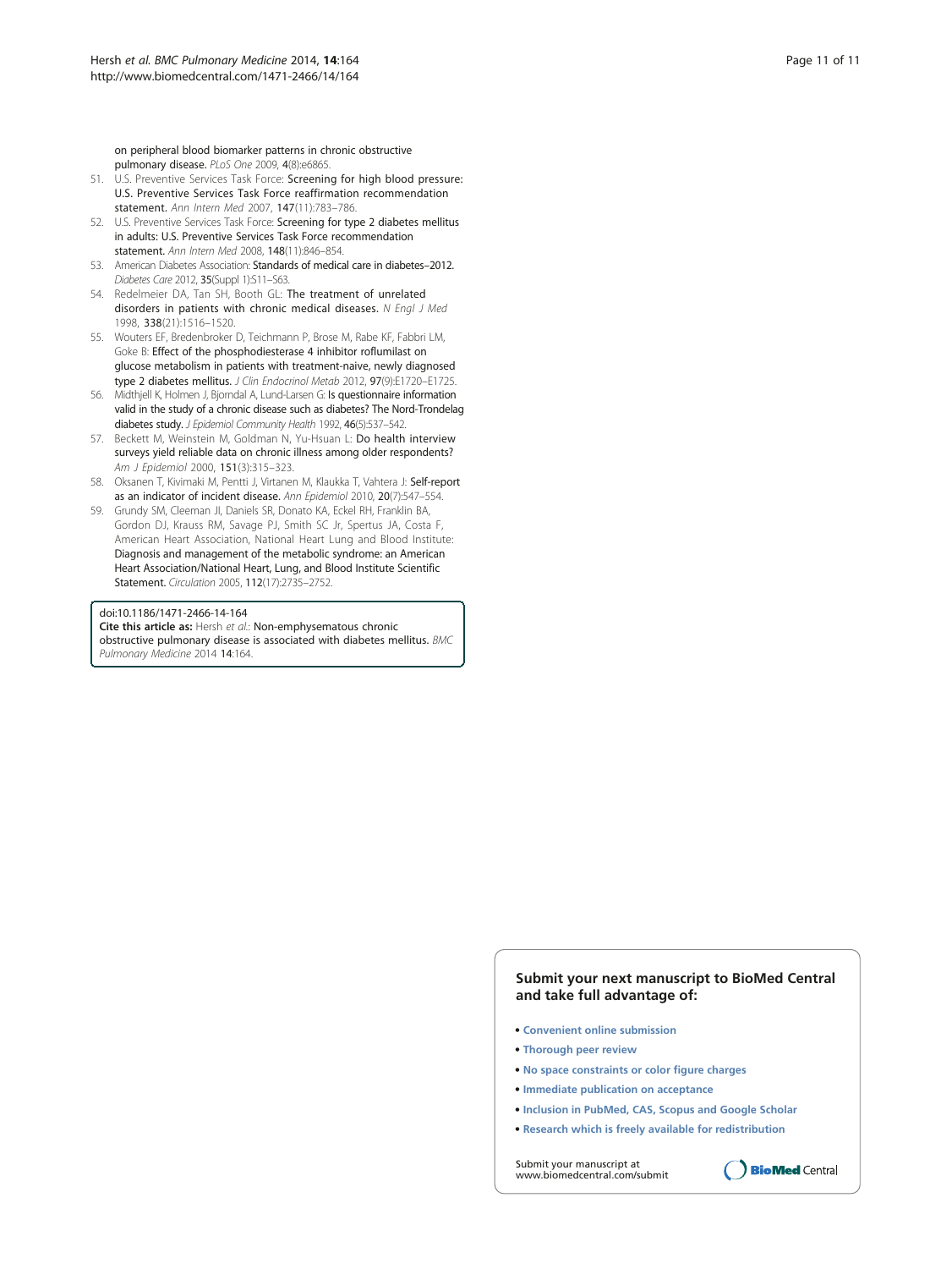on peripheral blood biomarker patterns in chronic obstructive pulmonary disease. *PLoS One* 2009, **4**(8):e6865.

51. U.S. Preventive Services Task Force: **Screening for high blood pressure: U.S. Preventive Services Task Force reaffirmation recommendation statement.** *Ann Intern Med* 2007, **147**(11):783–786.
52. U.S. Preventive Services Task Force: **Screening for type 2 diabetes mellitus in adults: U.S. Preventive Services Task Force recommendation statement.** *Ann Intern Med* 2008, **148**(11):846–854.
53. American Diabetes Association: **Standards of medical care in diabetes–2012.** *Diabetes Care* 2012, **35**(Suppl 1):S11–S63.
54. Redelmeier DA, Tan SH, Booth GL: **The treatment of unrelated disorders in patients with chronic medical diseases.** *N Engl J Med* 1998, **338**(21):1516–1520.
55. Wouters EF, Bredenbroker D, Teichmann P, Brose M, Rabe KF, Fabbri LM, Goke B: **Effect of the phosphodiesterase 4 inhibitor roflumilast on glucose metabolism in patients with treatment-naive, newly diagnosed type 2 diabetes mellitus.** *J Clin Endocrinol Metab* 2012, **97**(9):E1720–E1725.
56. Midthjell K, Holmen J, Bjorndal A, Lund-Larsen G: **Is questionnaire information valid in the study of a chronic disease such as diabetes? The Nord-Trondelag diabetes study.** *J Epidemiol Community Health* 1992, **46**(5):537–542.
57. Beckett M, Weinstein M, Goldman N, Yu-Hsuan L: **Do health interview surveys yield reliable data on chronic illness among older respondents?** *Am J Epidemiol* 2000, **151**(3):315–323.
58. Oksanen T, Kivimaki M, Pentti J, Virtanen M, Klaukka T, Vahtera J: **Self-report as an indicator of incident disease.** *Ann Epidemiol* 2010, **20**(7):547–554.
59. Grundy SM, Cleeman JI, Daniels SR, Donato KA, Eckel RH, Franklin BA, Gordon DJ, Krauss RM, Savage PJ, Smith SC Jr, Spertus JA, Costa F, American Heart Association, National Heart Lung and Blood Institute: **Diagnosis and management of the metabolic syndrome: an American Heart Association/National Heart, Lung, and Blood Institute Scientific Statement.** *Circulation* 2005, **112**(17):2735–2752.

doi:10.1186/1471-2466-14-164

**Cite this article as:** Hersh *et al.*: Non-emphysematous chronic obstructive pulmonary disease is associated with diabetes mellitus. *BMC Pulmonary Medicine* 2014 **14**:164.

**Submit your next manuscript to BioMed Central and take full advantage of:**

- **Convenient online submission**
- **Thorough peer review**
- **No space constraints or color figure charges**
- **Immediate publication on acceptance**
- **Inclusion in PubMed, CAS, Scopus and Google Scholar**
- **Research which is freely available for redistribution**

Submit your manuscript at www.biomedcentral.com/submit

BioMed Central